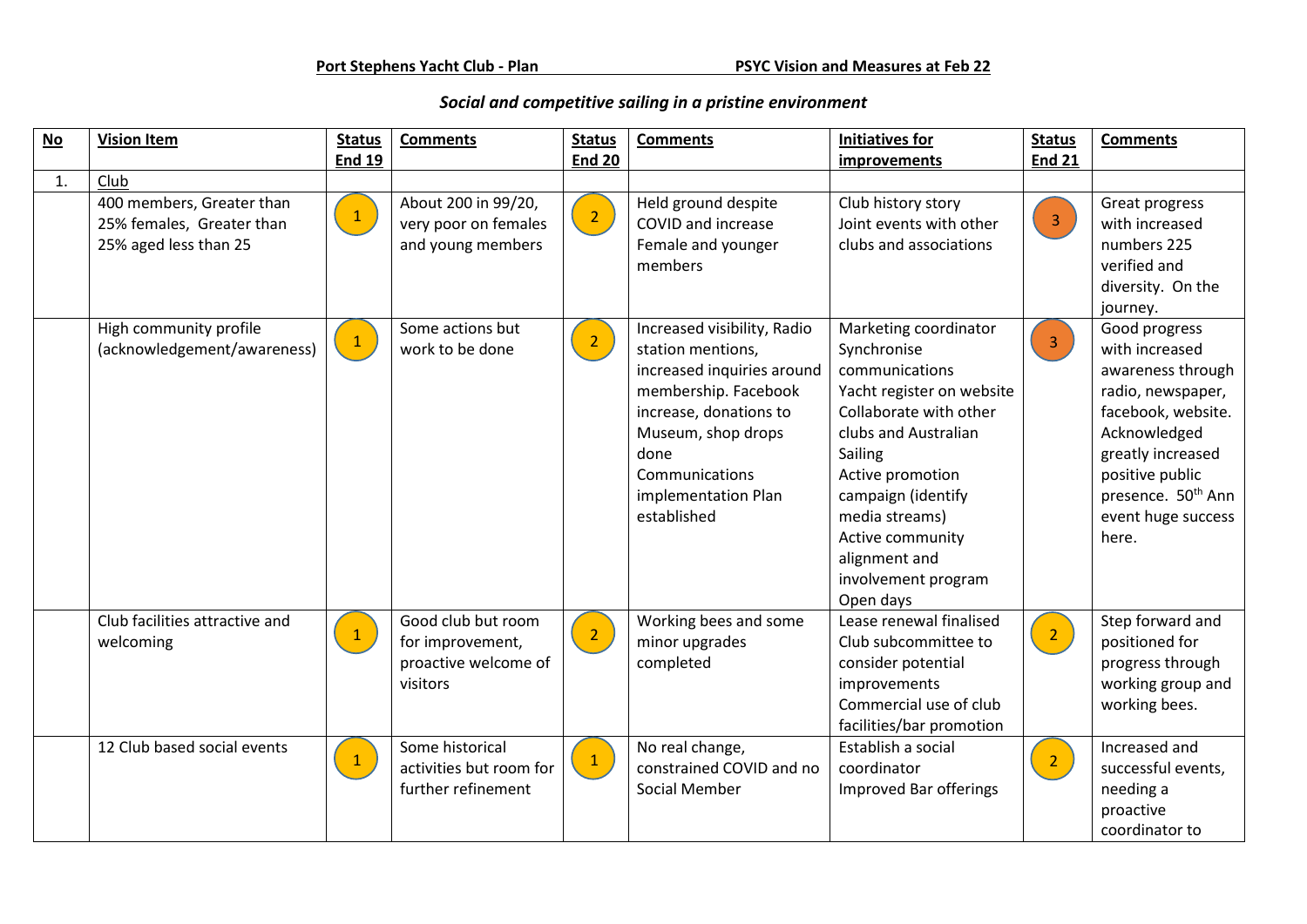**Port Stephens Yacht Club - Plan** **PSYC Vision and Measures at Feb 22**

*Social and competitive sailing in a pristine environment*

| No | Vision Item | Status End 19 | Comments | Status End 20 | Comments | Initiatives for improvements | Status End 21 | Comments |
|---|---|---|---|---|---|---|---|---|
| 1. | Club | | | | | | | |
| | 400 members, Greater than 25% females, Greater than 25% aged less than 25 | 1 | About 200 in 99/20, very poor on females and young members | 2 | Held ground despite COVID and increase Female and younger members | Club history story<br>Joint events with other clubs and associations | 3 | Great progress with increased numbers 225 verified and diversity. On the journey. |
| | High community profile (acknowledgement/awareness) | 1 | Some actions but work to be done | 2 | Increased visibility, Radio station mentions, increased inquiries around membership. Facebook increase, donations to Museum, shop drops done<br>Communications implementation Plan established | Marketing coordinator<br>Synchronise communications<br>Yacht register on website<br>Collaborate with other clubs and Australian Sailing<br>Active promotion campaign (identify media streams)<br>Active community alignment and involvement program<br>Open days | 3 | Good progress with increased awareness through radio, newspaper, facebook, website. Acknowledged greatly increased positive public presence. 50th Ann event huge success here. |
| | Club facilities attractive and welcoming | 1 | Good club but room for improvement, proactive welcome of visitors | 2 | Working bees and some minor upgrades completed | Lease renewal finalised<br>Club subcommittee to consider potential improvements<br>Commercial use of club facilities/bar promotion | 2 | Step forward and positioned for progress through working group and working bees. |
| | 12 Club based social events | 1 | Some historical activities but room for further refinement | 1 | No real change, constrained COVID and no Social Member | Establish a social coordinator<br>Improved Bar offerings | 2 | Increased and successful events, needing a proactive coordinator to |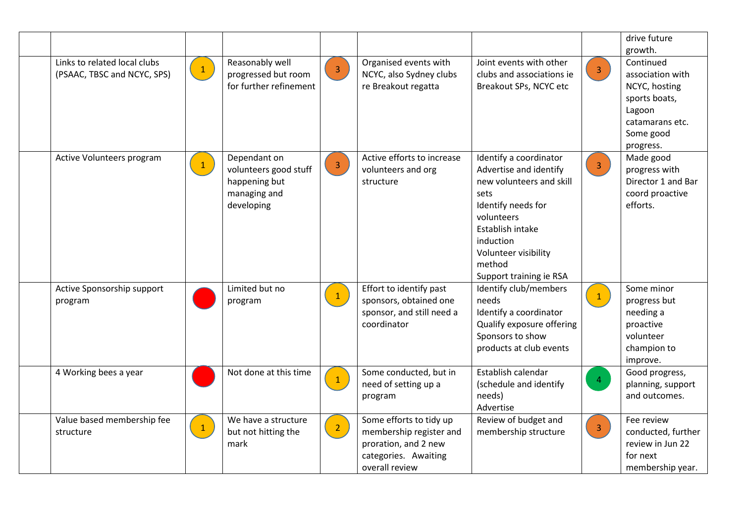| | | | | | | | | |
|---|---|---|---|---|---|---|---|---|
| | | | | | | | | drive future growth. |
| | Links to related local clubs (PSAAC, TBSC and NCYC, SPS) | 1 | Reasonably well progressed but room for further refinement | 3 | Organised events with NCYC, also Sydney clubs re Breakout regatta | Joint events with other clubs and associations ie Breakout SPs, NCYC etc | 3 | Continued association with NCYC, hosting sports boats, Lagoon catamarans etc. Some good progress. |
| | Active Volunteers program | 1 | Dependant on volunteers good stuff happening but managing and developing | 3 | Active efforts to increase volunteers and org structure | Identify a coordinator<br>Advertise and identify new volunteers and skill sets<br>Identify needs for volunteers<br>Establish intake induction<br>Volunteer visibility method<br>Support training ie RSA | 3 | Made good progress with Director 1 and Bar coord proactive efforts. |
| | Active Sponsorship support program | | Limited but no program | 1 | Effort to identify past sponsors, obtained one sponsor, and still need a coordinator | Identify club/members needs<br>Identify a coordinator<br>Qualify exposure offering<br>Sponsors to show products at club events | 1 | Some minor progress but needing a proactive volunteer champion to improve. |
| | 4 Working bees a year | | Not done at this time | 1 | Some conducted, but in need of setting up a program | Establish calendar (schedule and identify needs)<br>Advertise | 4 | Good progress, planning, support and outcomes. |
| | Value based membership fee structure | 1 | We have a structure but not hitting the mark | 2 | Some efforts to tidy up membership register and proration, and 2 new categories. Awaiting overall review | Review of budget and membership structure | 3 | Fee review conducted, further review in Jun 22 for next membership year. |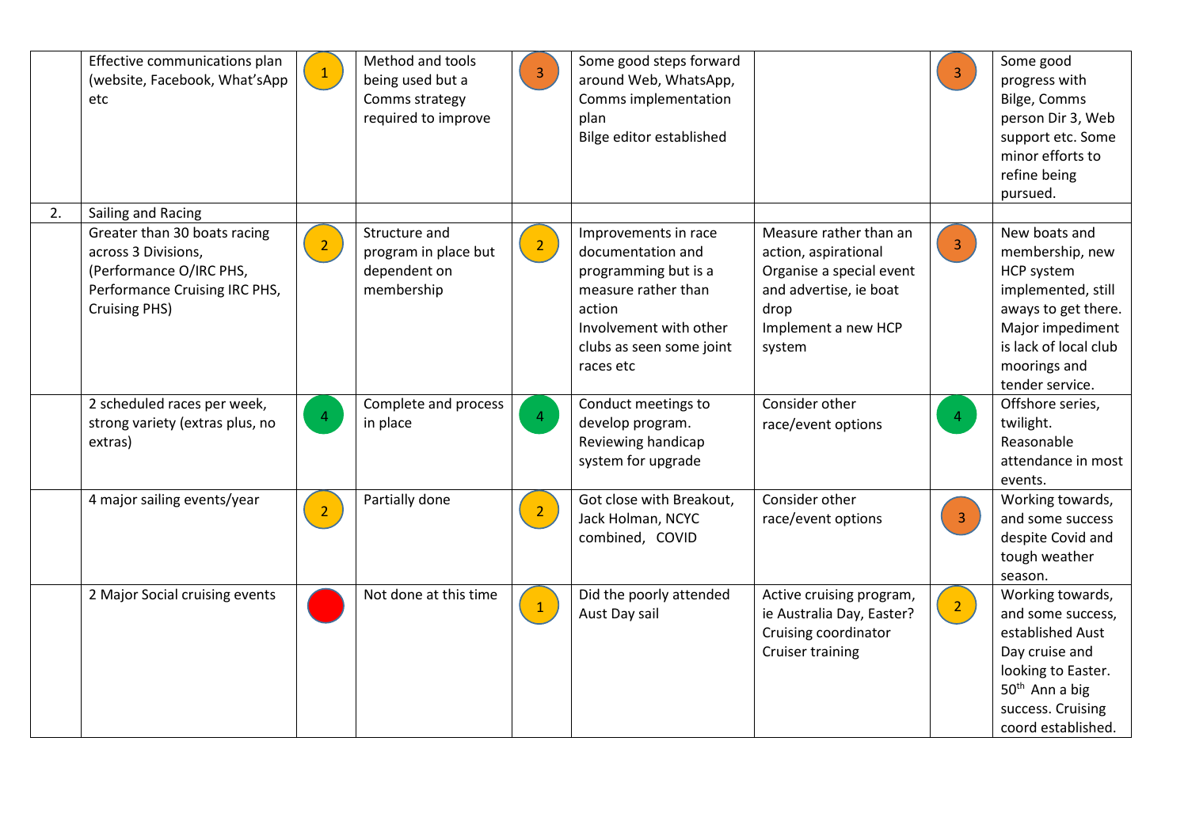| | | | | | | | | |
|---|---|---|---|---|---|---|---|---|
| | Effective communications plan (website, Facebook, What'sApp etc | 1 | Method and tools being used but a Comms strategy required to improve | 3 | Some good steps forward around Web, WhatsApp, Comms implementation plan<br>Bilge editor established | | 3 | Some good progress with Bilge, Comms person Dir 3, Web support etc. Some minor efforts to refine being pursued. |
| 2. | Sailing and Racing | | | | | | | |
| | Greater than 30 boats racing across 3 Divisions, (Performance O/IRC PHS, Performance Cruising IRC PHS, Cruising PHS) | 2 | Structure and program in place but dependent on membership | 2 | Improvements in race documentation and programming but is a measure rather than action<br>Involvement with other clubs as seen some joint races etc | Measure rather than an action, aspirational<br>Organise a special event and advertise, ie boat drop<br>Implement a new HCP system | 3 | New boats and membership, new HCP system implemented, still aways to get there. Major impediment is lack of local club moorings and tender service. |
| | 2 scheduled races per week, strong variety (extras plus, no extras) | 4 | Complete and process in place | 4 | Conduct meetings to develop program.<br>Reviewing handicap system for upgrade | Consider other race/event options | 4 | Offshore series, twilight. Reasonable attendance in most events. |
| | 4 major sailing events/year | 2 | Partially done | 2 | Got close with Breakout, Jack Holman, NCYC combined, COVID | Consider other race/event options | 3 | Working towards, and some success despite Covid and tough weather season. |
| | 2 Major Social cruising events | | Not done at this time | 1 | Did the poorly attended Aust Day sail | Active cruising program, ie Australia Day, Easter?<br>Cruising coordinator<br>Cruiser training | 2 | Working towards, and some success, established Aust Day cruise and looking to Easter. 50th Ann a big success. Cruising coord established. |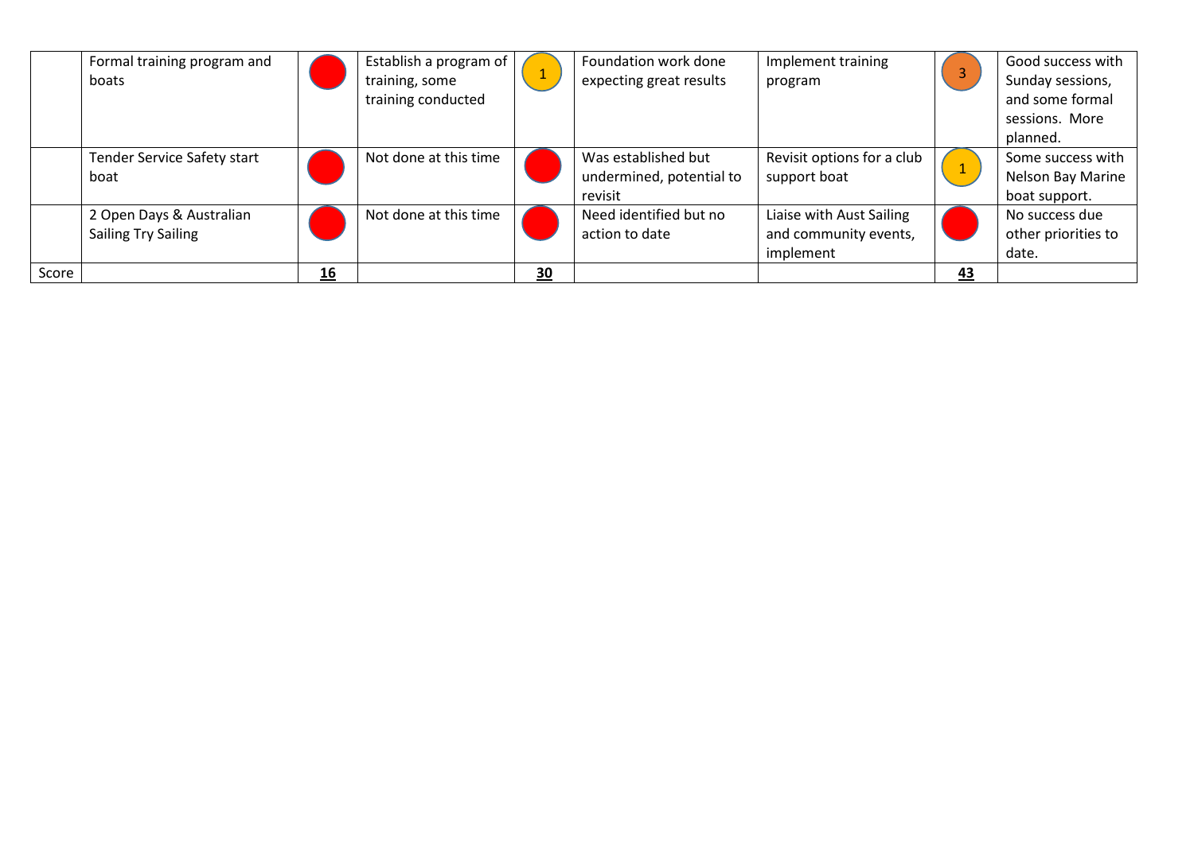| | | | | | | | | |
|---|---|---|---|---|---|---|---|---|
| | Formal training program and boats | | Establish a program of training, some training conducted | 1 | Foundation work done expecting great results | Implement training program | 3 | Good success with Sunday sessions, and some formal sessions. More planned. |
| | Tender Service Safety start boat | | Not done at this time | | Was established but undermined, potential to revisit | Revisit options for a club support boat | 1 | Some success with Nelson Bay Marine boat support. |
| | 2 Open Days & Australian Sailing Try Sailing | | Not done at this time | | Need identified but no action to date | Liaise with Aust Sailing and community events, implement | | No success due other priorities to date. |
| Score | | **16** | | **30** | | | **43** | |